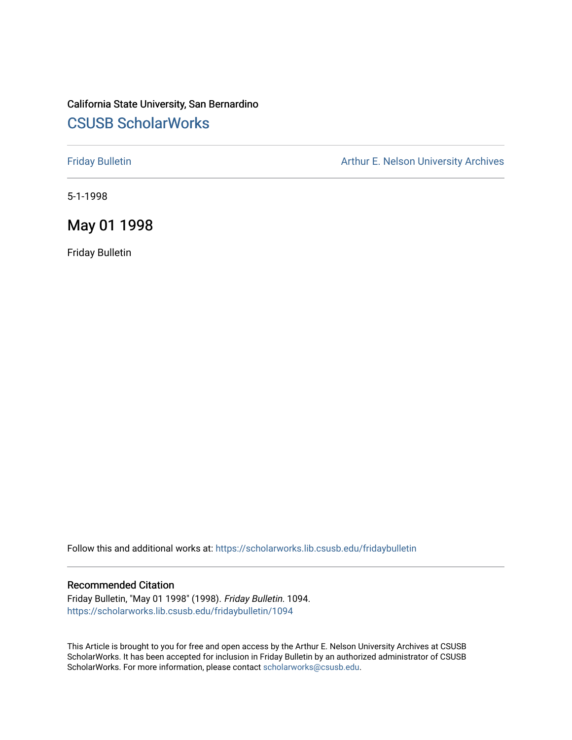California State University, San Bernardino

## CSUSB ScholarWorks

Friday Bulletin

Arthur E. Nelson University Archives

5-1-1998

# May 01 1998

Friday Bulletin

Follow this and additional works at: https://scholarworks.lib.csusb.edu/fridaybulletin

### Recommended Citation

Friday Bulletin, "May 01 1998" (1998). *Friday Bulletin*. 1094.
https://scholarworks.lib.csusb.edu/fridaybulletin/1094

This Article is brought to you for free and open access by the Arthur E. Nelson University Archives at CSUSB ScholarWorks. It has been accepted for inclusion in Friday Bulletin by an authorized administrator of CSUSB ScholarWorks. For more information, please contact scholarworks@csusb.edu.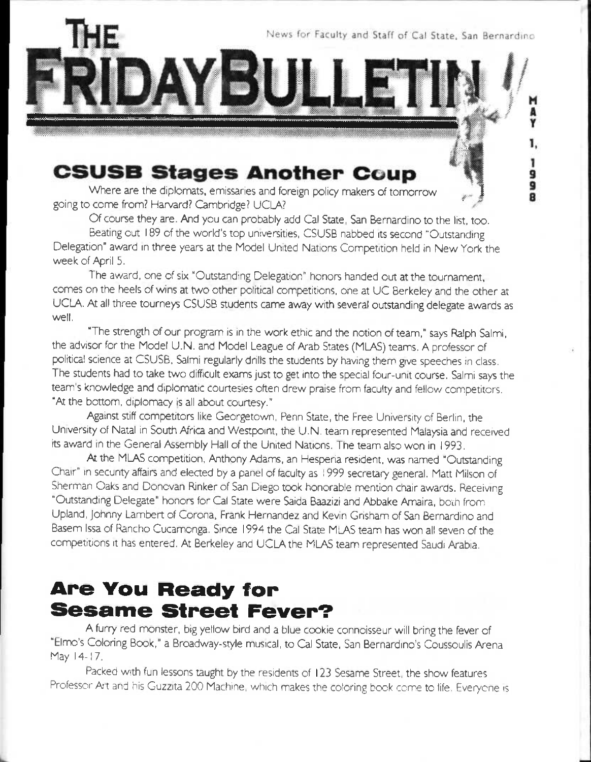News for Faculty and Staff of Cal State, San Bernardino

# THE FRIDAY BULLETIN

MAY 1, 1998

## CSUSB Stages Another Coup

Where are the diplomats, emissaries and foreign policy makers of tomorrow going to come from? Harvard? Cambridge? UCLA?

Of course they are. And you can probably add Cal State, San Bernardino to the list, too.

Beating out 189 of the world's top universities, CSUSB nabbed its second "Outstanding Delegation" award in three years at the Model United Nations Competition held in New York the week of April 5.

The award, one of six "Outstanding Delegation" honors handed out at the tournament, comes on the heels of wins at two other political competitions, one at UC Berkeley and the other at UCLA. At all three tourneys CSUSB students came away with several outstanding delegate awards as well.

"The strength of our program is in the work ethic and the notion of team," says Ralph Salmi, the advisor for the Model U.N. and Model League of Arab States (MLAS) teams. A professor of political science at CSUSB, Salmi regularly drills the students by having them give speeches in class. The students had to take two difficult exams just to get into the special four-unit course. Salmi says the team's knowledge and diplomatic courtesies often drew praise from faculty and fellow competitors. "At the bottom, diplomacy is all about courtesy."

Against stiff competitors like Georgetown, Penn State, the Free University of Berlin, the University of Natal in South Africa and Westpoint, the U.N. team represented Malaysia and received its award in the General Assembly Hall of the United Nations. The team also won in 1993.

At the MLAS competition, Anthony Adams, an Hesperia resident, was named "Outstanding Chair" in security affairs and elected by a panel of faculty as 1999 secretary general. Matt Milson of Sherman Oaks and Donovan Rinker of San Diego took honorable mention chair awards. Receiving "Outstanding Delegate" honors for Cal State were Saida Baazizi and Abbake Amaira, both from Upland, Johnny Lambert of Corona, Frank Hernandez and Kevin Grisham of San Bernardino and Basem Issa of Rancho Cucamonga. Since 1994 the Cal State MLAS team has won all seven of the competitions it has entered. At Berkeley and UCLA the MLAS team represented Saudi Arabia.

## Are You Ready for Sesame Street Fever?

A furry red monster, big yellow bird and a blue cookie connoisseur will bring the fever of "Elmo's Coloring Book," a Broadway-style musical, to Cal State, San Bernardino's Coussoulis Arena May 14-17.

Packed with fun lessons taught by the residents of 123 Sesame Street, the show features Professor Art and his Guzzita 200 Machine, which makes the coloring book come to life. Everyone is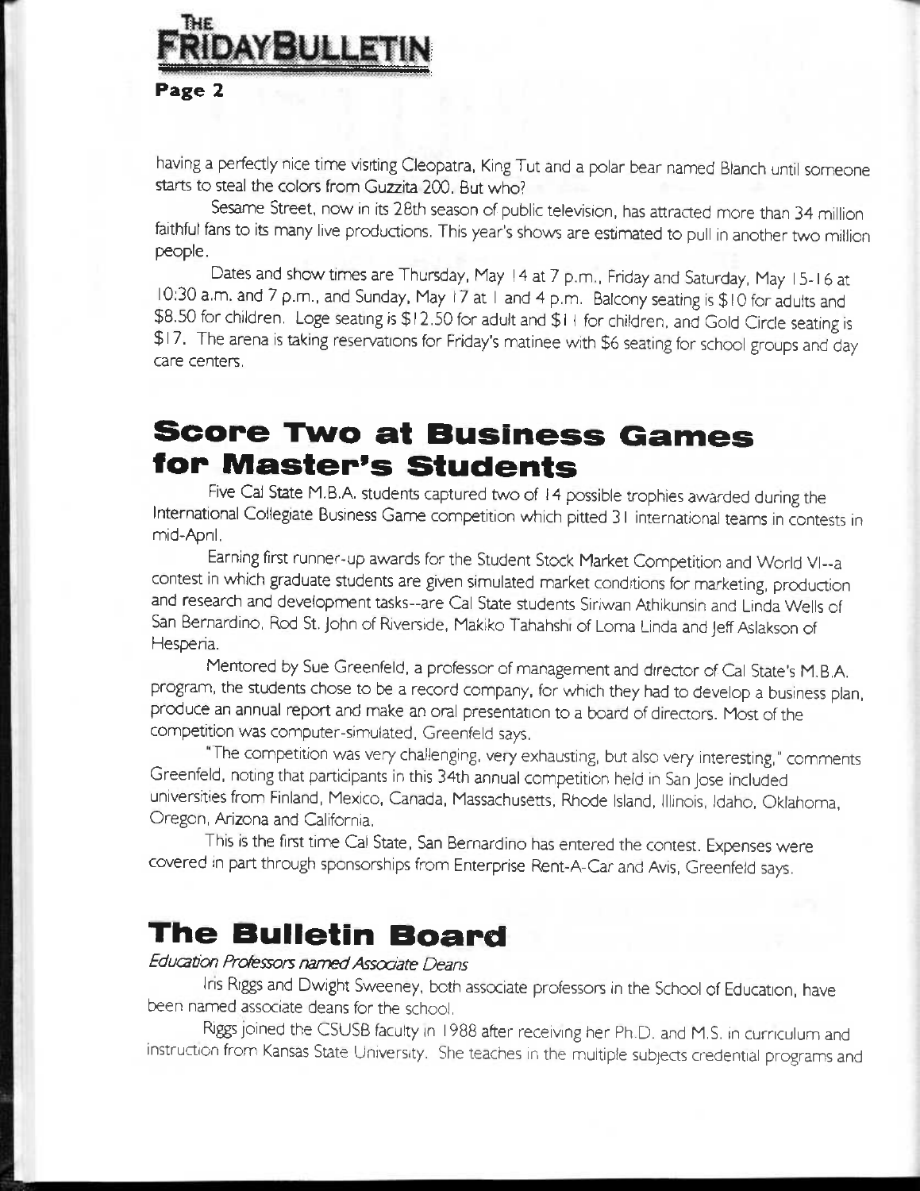having a perfectly nice time visiting Cleopatra, King Tut and a polar bear named Blanch until someone starts to steal the colors from Guzzita 200. But who?

Sesame Street, now in its 28th season of public television, has attracted more than 34 million faithful fans to its many live productions. This year's shows are estimated to pull in another two million people.

Dates and show times are Thursday, May 14 at 7 p.m., Friday and Saturday, May 15-16 at 10:30 a.m. and 7 p.m., and Sunday, May 17 at 1 and 4 p.m. Balcony seating is $10 for adults and $8.50 for children. Loge seating is $12.50 for adult and $11 for children, and Gold Circle seating is $17. The arena is taking reservations for Friday's matinee with $6 seating for school groups and day care centers.

## Score Two at Business Games for Master's Students

Five Cal State M.B.A. students captured two of 14 possible trophies awarded during the International Collegiate Business Game competition which pitted 31 international teams in contests in mid-April.

Earning first runner-up awards for the Student Stock Market Competition and World VI--a contest in which graduate students are given simulated market conditions for marketing, production and research and development tasks--are Cal State students Siriwan Athikunsin and Linda Wells of San Bernardino, Rod St. John of Riverside, Makiko Tahahshi of Loma Linda and Jeff Aslakson of Hesperia.

Mentored by Sue Greenfeld, a professor of management and director of Cal State's M.B.A. program, the students chose to be a record company, for which they had to develop a business plan, produce an annual report and make an oral presentation to a board of directors. Most of the competition was computer-simulated, Greenfeld says.

"The competition was very challenging, very exhausting, but also very interesting," comments Greenfeld, noting that participants in this 34th annual competition held in San Jose included universities from Finland, Mexico, Canada, Massachusetts, Rhode Island, Illinois, Idaho, Oklahoma, Oregon, Arizona and California.

This is the first time Cal State, San Bernardino has entered the contest. Expenses were covered in part through sponsorships from Enterprise Rent-A-Car and Avis, Greenfeld says.

## The Bulletin Board

*Education Professors named Associate Deans*

Iris Riggs and Dwight Sweeney, both associate professors in the School of Education, have been named associate deans for the school.

Riggs joined the CSUSB faculty in 1988 after receiving her Ph.D. and M.S. in curriculum and instruction from Kansas State University. She teaches in the multiple subjects credential programs and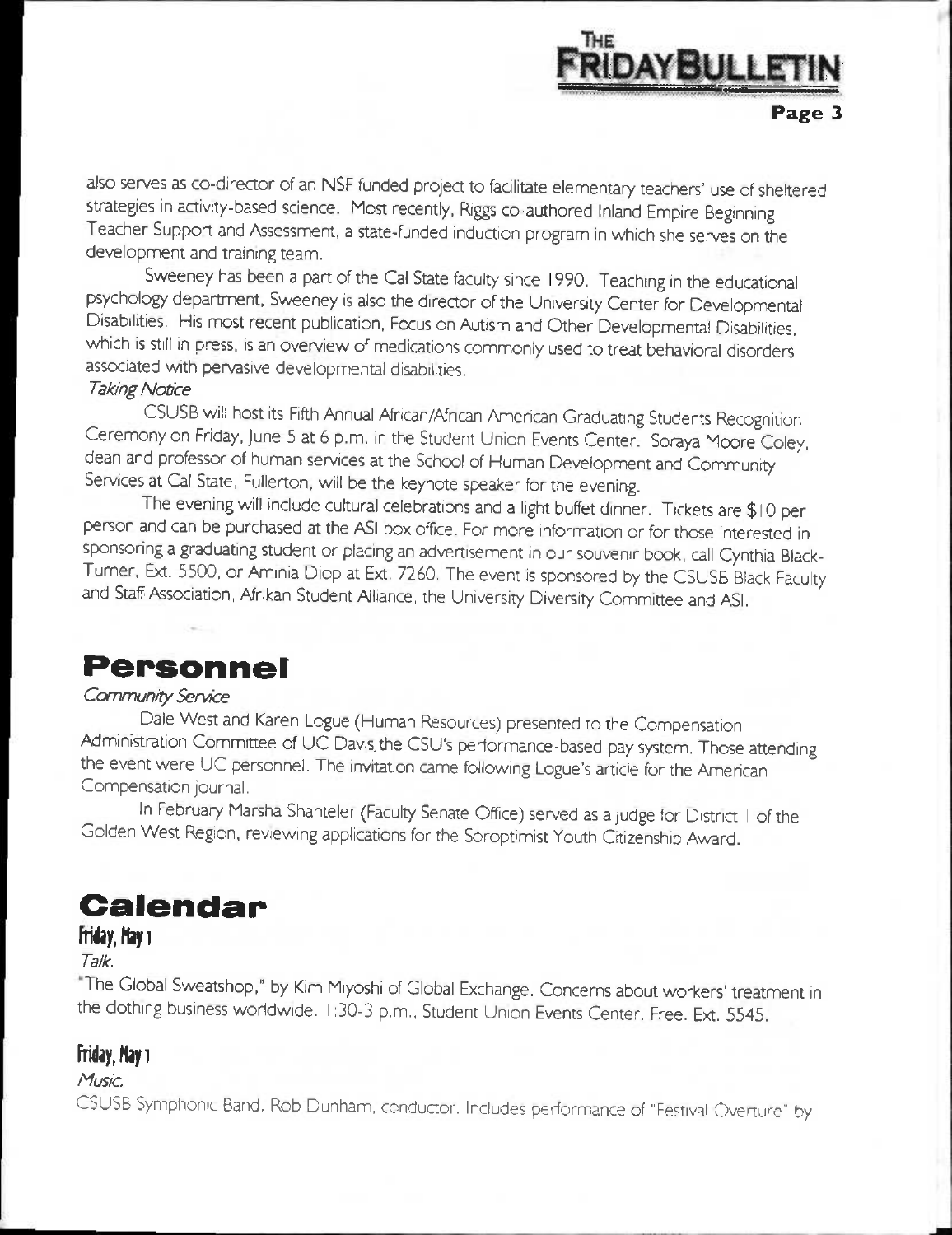also serves as co-director of an NSF funded project to facilitate elementary teachers' use of sheltered strategies in activity-based science. Most recently, Riggs co-authored Inland Empire Beginning Teacher Support and Assessment, a state-funded induction program in which she serves on the development and training team.

Sweeney has been a part of the Cal State faculty since 1990. Teaching in the educational psychology department, Sweeney is also the director of the University Center for Developmental Disabilities. His most recent publication, Focus on Autism and Other Developmental Disabilities, which is still in press, is an overview of medications commonly used to treat behavioral disorders associated with pervasive developmental disabilities.

*Taking Notice*

CSUSB will host its Fifth Annual African/African American Graduating Students Recognition Ceremony on Friday, June 5 at 6 p.m. in the Student Union Events Center. Soraya Moore Coley, dean and professor of human services at the School of Human Development and Community Services at Cal State, Fullerton, will be the keynote speaker for the evening.

The evening will include cultural celebrations and a light buffet dinner. Tickets are $10 per person and can be purchased at the ASI box office. For more information or for those interested in sponsoring a graduating student or placing an advertisement in our souvenir book, call Cynthia Black-Turner, Ext. 5500, or Aminia Diop at Ext. 7260. The event is sponsored by the CSUSB Black Faculty and Staff Association, Afrikan Student Alliance, the University Diversity Committee and ASI.

# Personnel

*Community Service*

Dale West and Karen Logue (Human Resources) presented to the Compensation Administration Committee of UC Davis the CSU's performance-based pay system. Those attending the event were UC personnel. The invitation came following Logue's article for the American Compensation journal.

In February Marsha Shanteler (Faculty Senate Office) served as a judge for District 1 of the Golden West Region, reviewing applications for the Soroptimist Youth Citizenship Award.

# Calendar

### Friday, May 1

*Talk.*

"The Global Sweatshop," by Kim Miyoshi of Global Exchange. Concerns about workers' treatment in the clothing business worldwide. 1:30-3 p.m., Student Union Events Center. Free. Ext. 5545.

### Friday, May 1

*Music.*

CSUSB Symphonic Band. Rob Dunham, conductor. Includes performance of "Festival Overture" by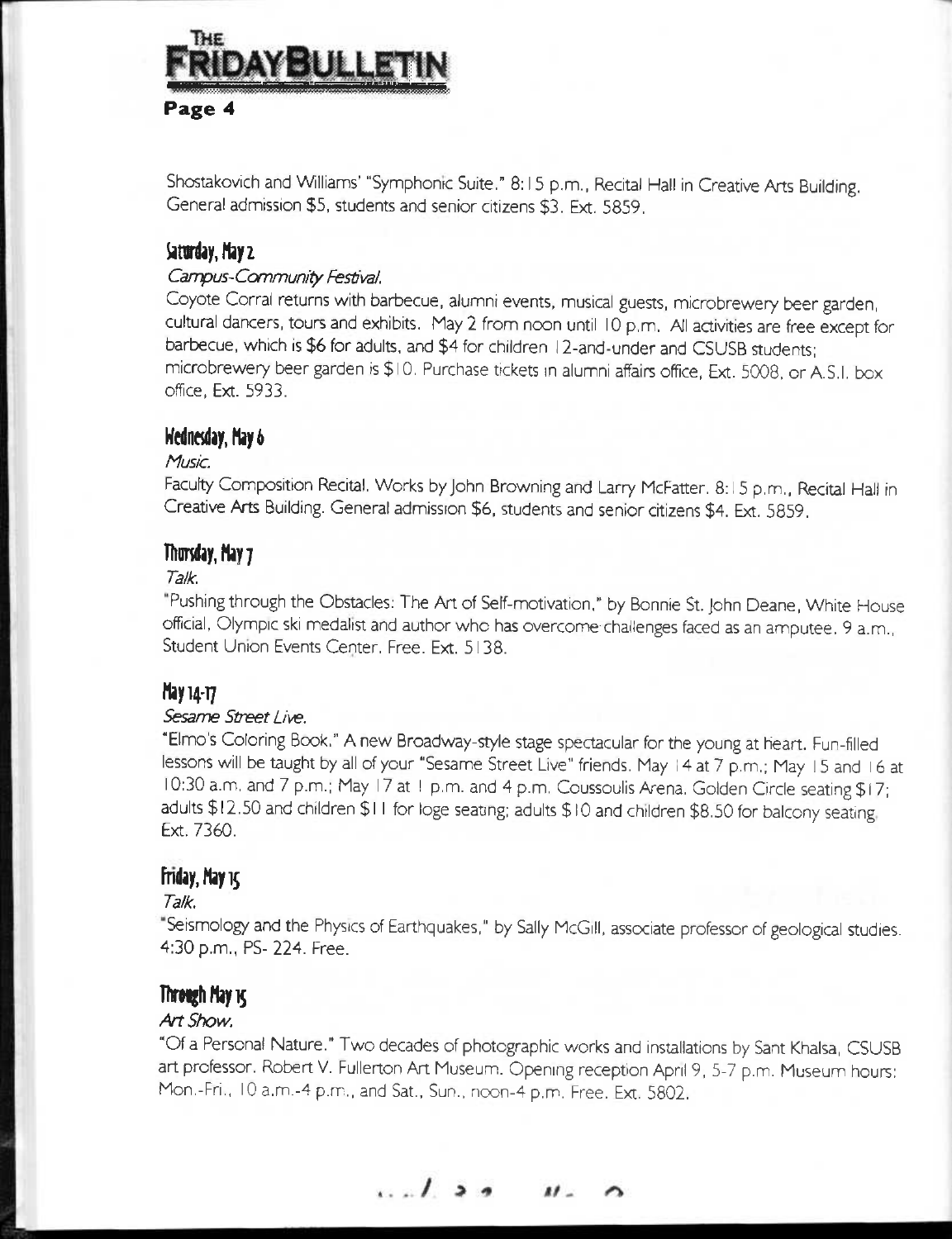Shostakovich and Williams' "Symphonic Suite." 8:15 p.m., Recital Hall in Creative Arts Building. General admission $5, students and senior citizens $3. Ext. 5859.

## Saturday, May 2

*Campus-Community Festival.*

Coyote Corral returns with barbecue, alumni events, musical guests, microbrewery beer garden, cultural dancers, tours and exhibits. May 2 from noon until 10 p.m. All activities are free except for barbecue, which is $6 for adults, and $4 for children 12-and-under and CSUSB students; microbrewery beer garden is $10. Purchase tickets in alumni affairs office, Ext. 5008, or A.S.I. box office, Ext. 5933.

## Wednesday, May 6

*Music.*

Faculty Composition Recital. Works by John Browning and Larry McFatter. 8:15 p.m., Recital Hall in Creative Arts Building. General admission $6, students and senior citizens $4. Ext. 5859.

## Thursday, May 7

*Talk.*

"Pushing through the Obstacles: The Art of Self-motivation," by Bonnie St. John Deane, White House official, Olympic ski medalist and author who has overcome challenges faced as an amputee. 9 a.m., Student Union Events Center. Free. Ext. 5138.

## May 14-17

*Sesame Street Live.*

"Elmo's Coloring Book." A new Broadway-style stage spectacular for the young at heart. Fun-filled lessons will be taught by all of your "Sesame Street Live" friends. May 14 at 7 p.m.; May 15 and 16 at 10:30 a.m. and 7 p.m.; May 17 at 1 p.m. and 4 p.m. Coussoulis Arena. Golden Circle seating $17; adults $12.50 and children $11 for loge seating; adults $10 and children $8.50 for balcony seating. Ext. 7360.

## Friday, May 15

*Talk.*

"Seismology and the Physics of Earthquakes," by Sally McGill, associate professor of geological studies. 4:30 p.m., PS- 224. Free.

## Through May 15

*Art Show.*

"Of a Personal Nature." Two decades of photographic works and installations by Sant Khalsa, CSUSB art professor. Robert V. Fullerton Art Museum. Opening reception April 9, 5-7 p.m. Museum hours: Mon.-Fri., 10 a.m.-4 p.m., and Sat., Sun., noon-4 p.m. Free. Ext. 5802.